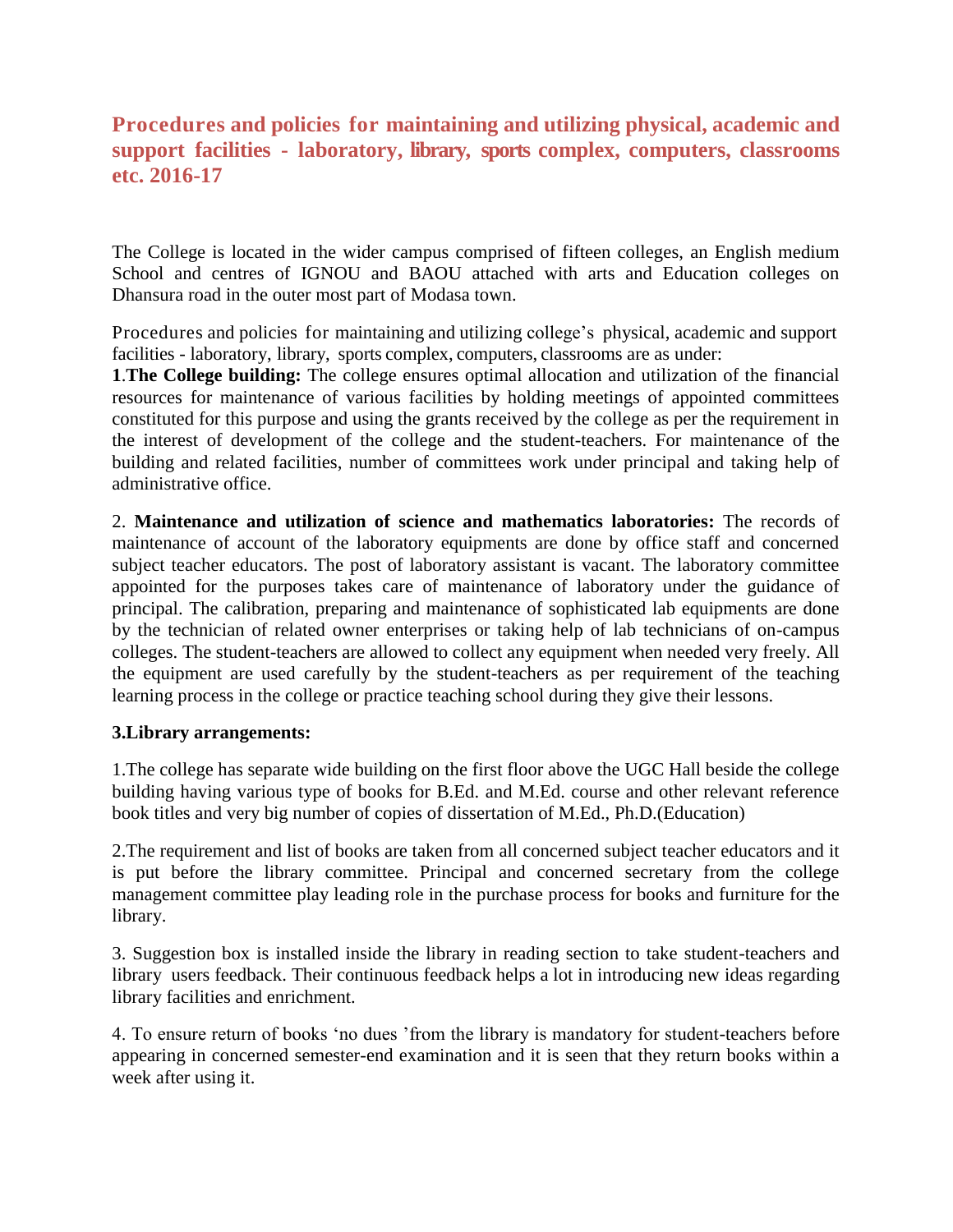# Procedures and policies for maintaining and utilizing physical, academic and support facilities - laboratory, library, sports complex, computers, classrooms etc. 2016-17

The College is located in the wider campus comprised of fifteen colleges, an English medium School and centres of IGNOU and BAOU attached with arts and Education colleges on Dhansura road in the outer most part of Modasa town.

Procedures and policies for maintaining and utilizing college's physical, academic and support facilities - laboratory, library, sports complex, computers, classrooms are as under:

**1**.**The College building:** The college ensures optimal allocation and utilization of the financial resources for maintenance of various facilities by holding meetings of appointed committees constituted for this purpose and using the grants received by the college as per the requirement in the interest of development of the college and the student-teachers. For maintenance of the building and related facilities, number of committees work under principal and taking help of administrative office.

2. **Maintenance and utilization of science and mathematics laboratories:** The records of maintenance of account of the laboratory equipments are done by office staff and concerned subject teacher educators. The post of laboratory assistant is vacant. The laboratory committee appointed for the purposes takes care of maintenance of laboratory under the guidance of principal. The calibration, preparing and maintenance of sophisticated lab equipments are done by the technician of related owner enterprises or taking help of lab technicians of on-campus colleges. The student-teachers are allowed to collect any equipment when needed very freely. All the equipment are used carefully by the student-teachers as per requirement of the teaching learning process in the college or practice teaching school during they give their lessons.

**3.Library arrangements:**

1.The college has separate wide building on the first floor above the UGC Hall beside the college building having various type of books for B.Ed. and M.Ed. course and other relevant reference book titles and very big number of copies of dissertation of M.Ed., Ph.D.(Education)

2.The requirement and list of books are taken from all concerned subject teacher educators and it is put before the library committee. Principal and concerned secretary from the college management committee play leading role in the purchase process for books and furniture for the library.

3. Suggestion box is installed inside the library in reading section to take student-teachers and library users feedback. Their continuous feedback helps a lot in introducing new ideas regarding library facilities and enrichment.

4. To ensure return of books 'no dues 'from the library is mandatory for student-teachers before appearing in concerned semester-end examination and it is seen that they return books within a week after using it.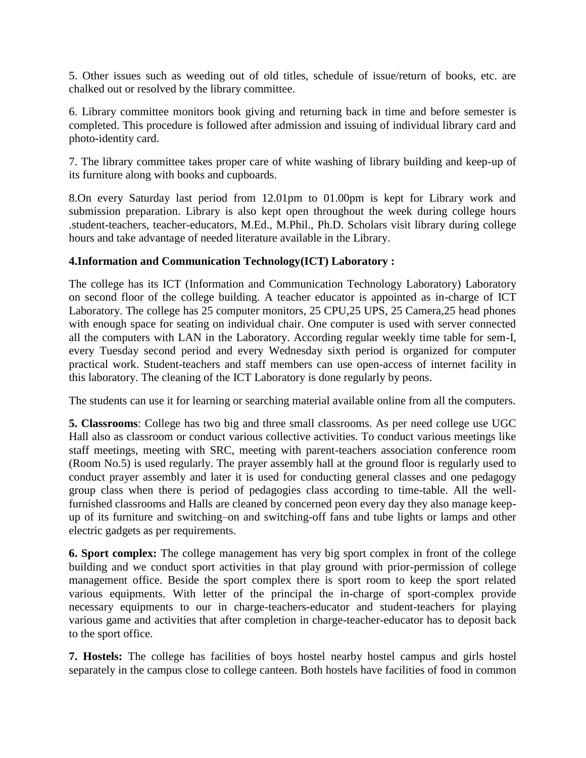5. Other issues such as weeding out of old titles, schedule of issue/return of books, etc. are chalked out or resolved by the library committee.

6. Library committee monitors book giving and returning back in time and before semester is completed. This procedure is followed after admission and issuing of individual library card and photo-identity card.

7. The library committee takes proper care of white washing of library building and keep-up of its furniture along with books and cupboards.

8.On every Saturday last period from 12.01pm to 01.00pm is kept for Library work and submission preparation. Library is also kept open throughout the week during college hours .student-teachers, teacher-educators, M.Ed., M.Phil., Ph.D. Scholars visit library during college hours and take advantage of needed literature available in the Library.

**4.Information and Communication Technology(ICT) Laboratory :**

The college has its ICT (Information and Communication Technology Laboratory) Laboratory on second floor of the college building. A teacher educator is appointed as in-charge of ICT Laboratory. The college has 25 computer monitors, 25 CPU,25 UPS, 25 Camera,25 head phones with enough space for seating on individual chair. One computer is used with server connected all the computers with LAN in the Laboratory. According regular weekly time table for sem-I, every Tuesday second period and every Wednesday sixth period is organized for computer practical work. Student-teachers and staff members can use open-access of internet facility in this laboratory. The cleaning of the ICT Laboratory is done regularly by peons.

The students can use it for learning or searching material available online from all the computers.

**5. Classrooms**: College has two big and three small classrooms. As per need college use UGC Hall also as classroom or conduct various collective activities. To conduct various meetings like staff meetings, meeting with SRC, meeting with parent-teachers association conference room (Room No.5) is used regularly. The prayer assembly hall at the ground floor is regularly used to conduct prayer assembly and later it is used for conducting general classes and one pedagogy group class when there is period of pedagogies class according to time-table. All the well-furnished classrooms and Halls are cleaned by concerned peon every day they also manage keep-up of its furniture and switching–on and switching-off fans and tube lights or lamps and other electric gadgets as per requirements.

**6. Sport complex:** The college management has very big sport complex in front of the college building and we conduct sport activities in that play ground with prior-permission of college management office. Beside the sport complex there is sport room to keep the sport related various equipments. With letter of the principal the in-charge of sport-complex provide necessary equipments to our in charge-teachers-educator and student-teachers for playing various game and activities that after completion in charge-teacher-educator has to deposit back to the sport office.

**7. Hostels:** The college has facilities of boys hostel nearby hostel campus and girls hostel separately in the campus close to college canteen. Both hostels have facilities of food in common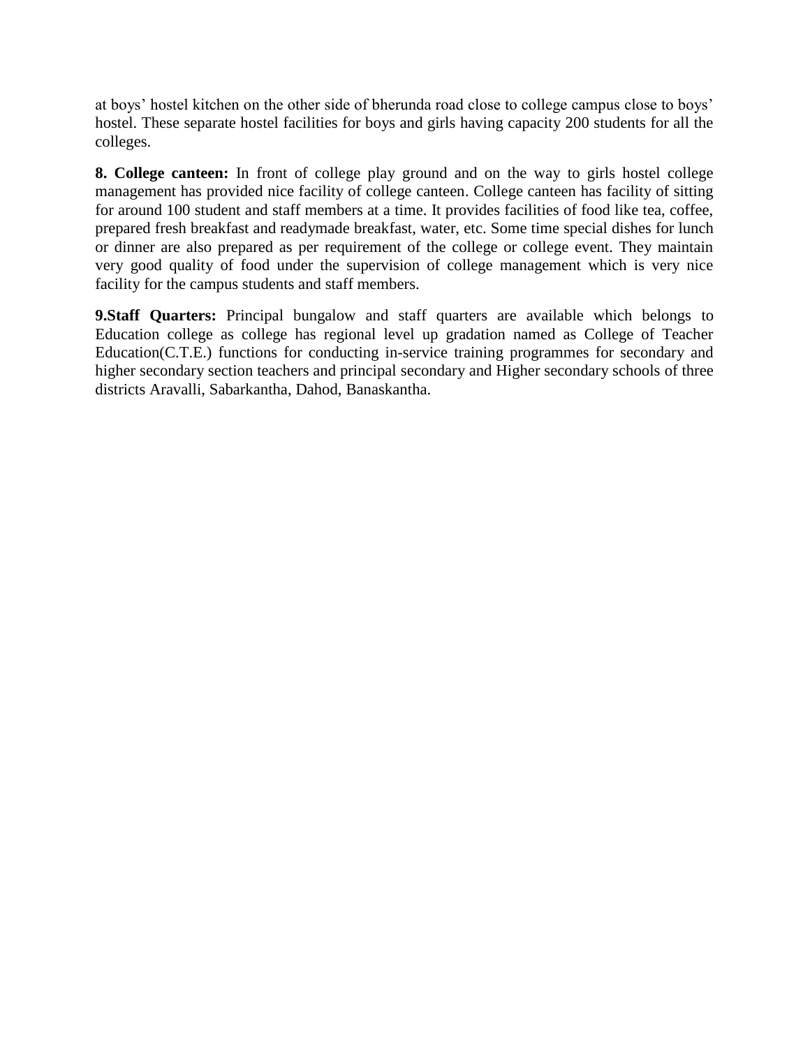at boys' hostel kitchen on the other side of bherunda road close to college campus close to boys' hostel. These separate hostel facilities for boys and girls having capacity 200 students for all the colleges.

**8. College canteen:** In front of college play ground and on the way to girls hostel college management has provided nice facility of college canteen. College canteen has facility of sitting for around 100 student and staff members at a time. It provides facilities of food like tea, coffee, prepared fresh breakfast and readymade breakfast, water, etc. Some time special dishes for lunch or dinner are also prepared as per requirement of the college or college event. They maintain very good quality of food under the supervision of college management which is very nice facility for the campus students and staff members.

**9.Staff Quarters:** Principal bungalow and staff quarters are available which belongs to Education college as college has regional level up gradation named as College of Teacher Education(C.T.E.) functions for conducting in-service training programmes for secondary and higher secondary section teachers and principal secondary and Higher secondary schools of three districts Aravalli, Sabarkantha, Dahod, Banaskantha.